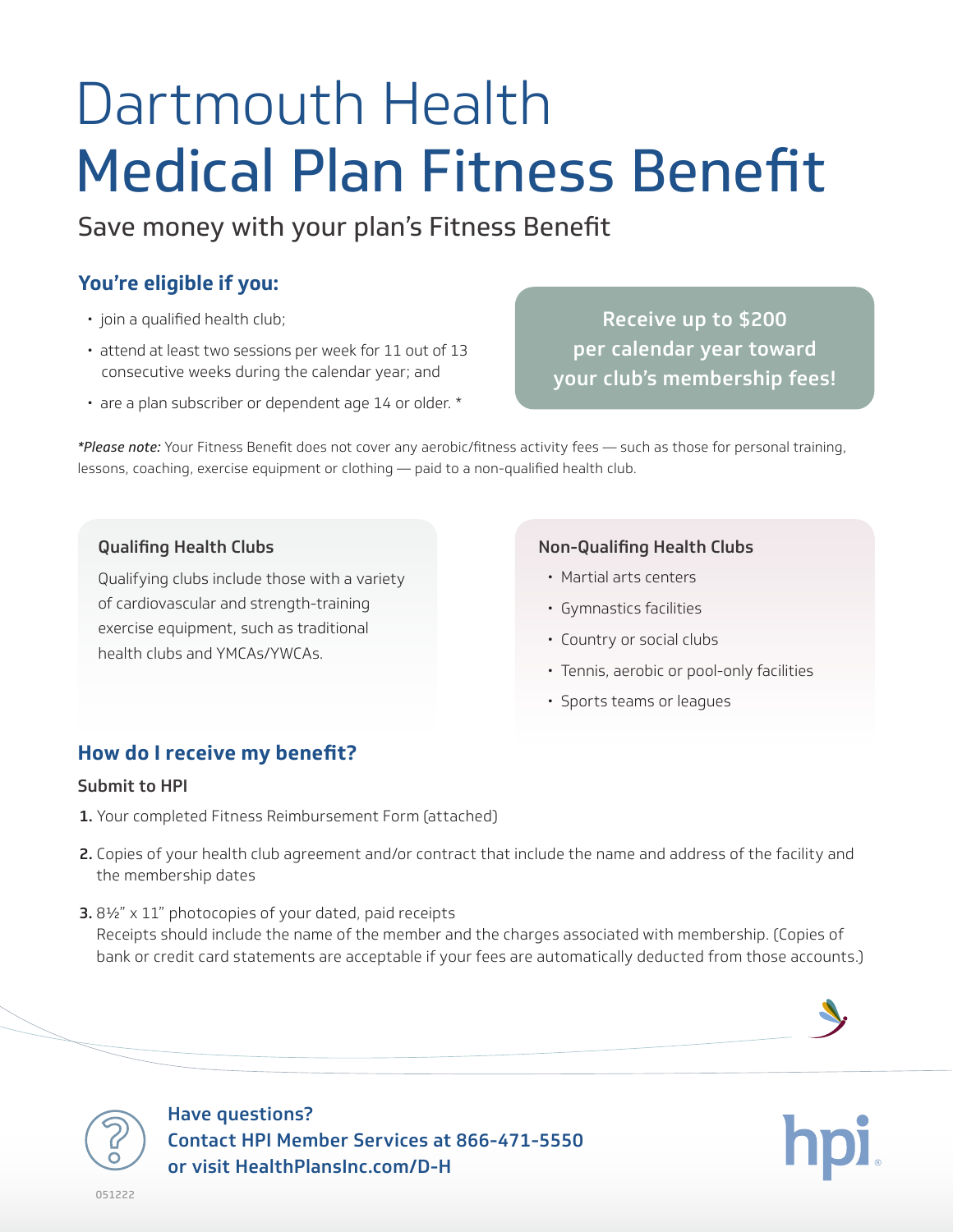# Dartmouth Health
# Medical Plan Fitness Benefit

## Save money with your plan's Fitness Benefit

### You're eligible if you:

- join a qualified health club;
- attend at least two sessions per week for 11 out of 13 consecutive weeks during the calendar year; and
- are a plan subscriber or dependent age 14 or older. *

**Receive up to $200 per calendar year toward your club's membership fees!**

***Please note:*** Your Fitness Benefit does not cover any aerobic/fitness activity fees — such as those for personal training, lessons, coaching, exercise equipment or clothing — paid to a non-qualified health club.

#### Qualifing Health Clubs

Qualifying clubs include those with a variety of cardiovascular and strength-training exercise equipment, such as traditional health clubs and YMCAs/YWCAs.

#### Non-Qualifing Health Clubs

- Martial arts centers
- Gymnastics facilities
- Country or social clubs
- Tennis, aerobic or pool-only facilities
- Sports teams or leagues

### How do I receive my benefit?

**Submit to HPI**

1. Your completed Fitness Reimbursement Form (attached)
2. Copies of your health club agreement and/or contract that include the name and address of the facility and the membership dates
3. 8½" x 11" photocopies of your dated, paid receipts
   Receipts should include the name of the member and the charges associated with membership. (Copies of bank or credit card statements are acceptable if your fees are automatically deducted from those accounts.)

**Have questions?**
**Contact HPI Member Services at 866-471-5550**
**or visit HealthPlansInc.com/D-H**

hpi

051222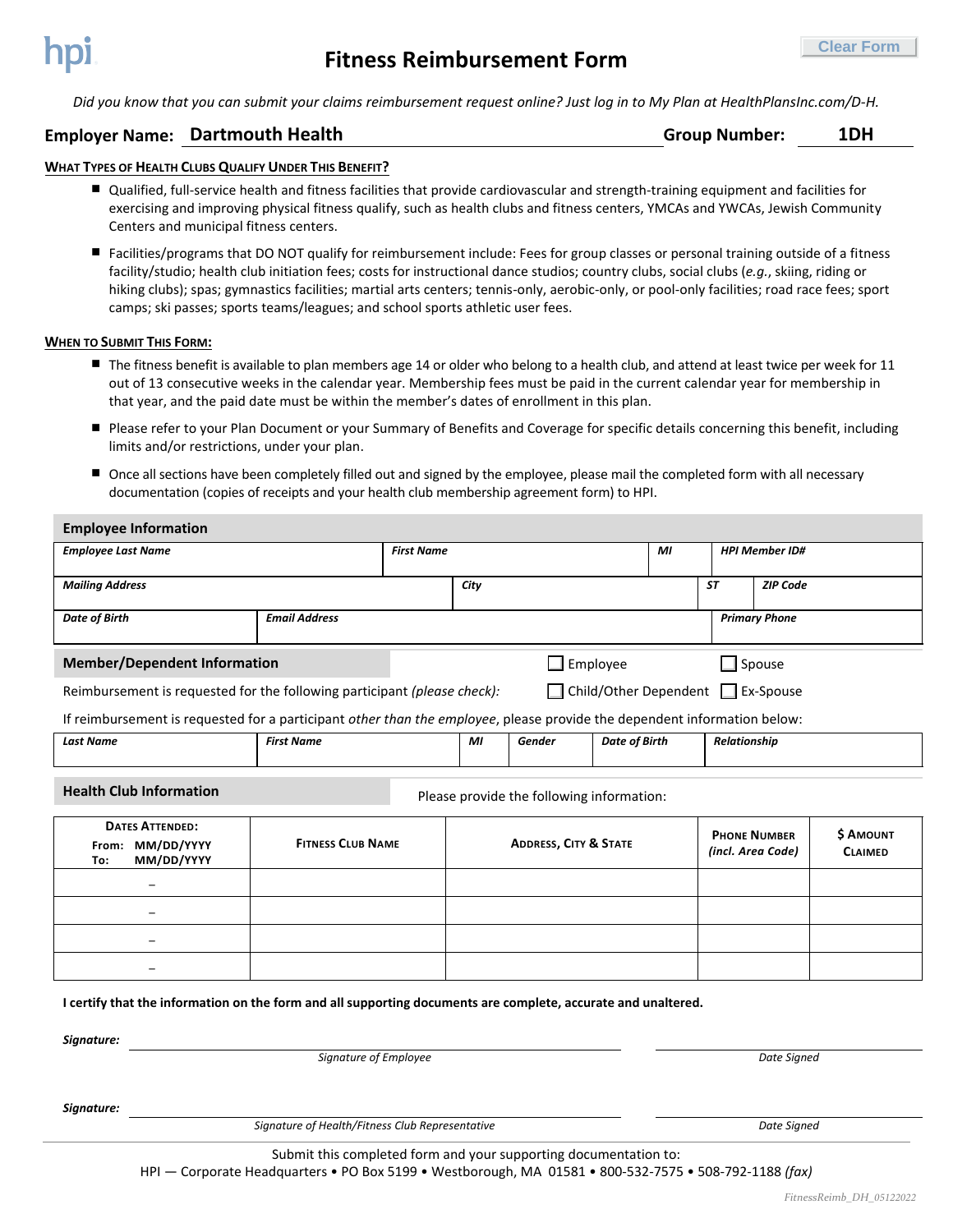hpi

# Fitness Reimbursement Form

Clear Form

*Did you know that you can submit your claims reimbursement request online? Just log in to My Plan at HealthPlansInc.com/D-H.*

**Employer Name:** Dartmouth Health **Group Number:** 1DH

## WHAT TYPES OF HEALTH CLUBS QUALIFY UNDER THIS BENEFIT?

- Qualified, full-service health and fitness facilities that provide cardiovascular and strength-training equipment and facilities for exercising and improving physical fitness qualify, such as health clubs and fitness centers, YMCAs and YWCAs, Jewish Community Centers and municipal fitness centers.
- Facilities/programs that DO NOT qualify for reimbursement include: Fees for group classes or personal training outside of a fitness facility/studio; health club initiation fees; costs for instructional dance studios; country clubs, social clubs (*e.g.*, skiing, riding or hiking clubs); spas; gymnastics facilities; martial arts centers; tennis-only, aerobic-only, or pool-only facilities; road race fees; sport camps; ski passes; sports teams/leagues; and school sports athletic user fees.

## WHEN TO SUBMIT THIS FORM:

- The fitness benefit is available to plan members age 14 or older who belong to a health club, and attend at least twice per week for 11 out of 13 consecutive weeks in the calendar year. Membership fees must be paid in the current calendar year for membership in that year, and the paid date must be within the member's dates of enrollment in this plan.
- Please refer to your Plan Document or your Summary of Benefits and Coverage for specific details concerning this benefit, including limits and/or restrictions, under your plan.
- Once all sections have been completely filled out and signed by the employee, please mail the completed form with all necessary documentation (copies of receipts and your health club membership agreement form) to HPI.

## Employee Information

| | | | |
|---|---|---|---|
| *Employee Last Name* | *First Name* | *MI* | *HPI Member ID#* |
| *Mailing Address* | *City* | *ST* | *ZIP Code* |
| *Date of Birth* | *Email Address* | | *Primary Phone* |

## Member/Dependent Information

Reimbursement is requested for the following participant *(please check)*:

☐ Employee ☐ Spouse ☐ Child/Other Dependent ☐ Ex-Spouse

If reimbursement is requested for a participant *other than the employee*, please provide the dependent information below:

| *Last Name* | *First Name* | *MI* | *Gender* | *Date of Birth* | *Relationship* |
|---|---|---|---|---|---|
| | | | | | |

## Health Club Information

Please provide the following information:

| DATES ATTENDED: From: MM/DD/YYYY To: MM/DD/YYYY | FITNESS CLUB NAME | ADDRESS, CITY & STATE | PHONE NUMBER *(incl. Area Code)* | $ AMOUNT CLAIMED |
|---|---|---|---|---|
| – | | | | |
| – | | | | |
| – | | | | |
| – | | | | |

**I certify that the information on the form and all supporting documents are complete, accurate and unaltered.**

***Signature:*** ______________________________ ______________________________
*Signature of Employee* *Date Signed*

***Signature:*** ______________________________ ______________________________
*Signature of Health/Fitness Club Representative* *Date Signed*

Submit this completed form and your supporting documentation to:
HPI — Corporate Headquarters • PO Box 5199 • Westborough, MA 01581 • 800-532-7575 • 508-792-1188 *(fax)*

*FitnessReimb_DH_05122022*